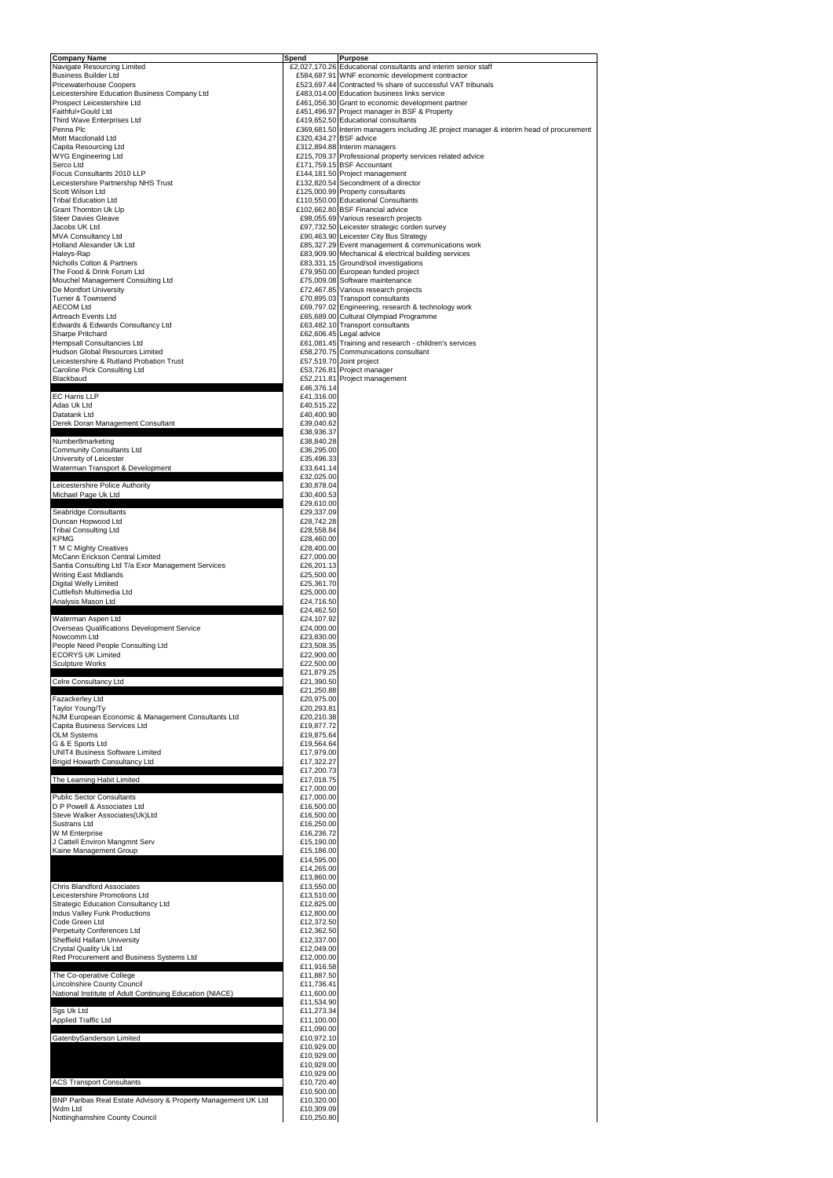| Company Name | Spend | Purpose |
| --- | --- | --- |
| Navigate Resourcing Limited | £2,027,170.26 | Educational consultants and interim senior staff |
| Business Builder Ltd | £584,687.91 | WNF economic development contractor |
| Pricewaterhouse Coopers | £523,697.44 | Contracted % share of successful VAT tribunals |
| Leicestershire Education Business Company Ltd | £483,014.00 | Education business links service |
| Prospect Leicestershire Ltd | £461,056.30 | Grant to economic development partner |
| Faithful+Gould Ltd | £451,496.97 | Project manager in BSF & Property |
| Third Wave Enterprises Ltd | £419,652.50 | Educational consultants |
| Penna Plc | £369,681.50 | Interim managers including JE project manager & interim head of procurement |
| Mott Macdonald Ltd | £320,434.27 | BSF advice |
| Capita Resourcing Ltd | £312,894.88 | Interim managers |
| WYG Engineering Ltd | £215,709.37 | Professional property services related advice |
| Serco Ltd | £171,759.15 | BSF Accountant |
| Focus Consultants 2010 LLP | £144,181.50 | Project management |
| Leicestershire Partnership NHS Trust | £132,820.54 | Secondment of a director |
| Scott Wilson Ltd | £125,000.99 | Property consultants |
| Tribal Education Ltd | £110,550.00 | Educational Consultants |
| Grant Thornton Uk Llp | £102,662.80 | BSF Financial advice |
| Steer Davies Gleave | £98,055.69 | Various research projects |
| Jacobs UK Ltd | £97,732.50 | Leicester strategic corden survey |
| MVA Consultancy Ltd | £90,463.90 | Leicester City Bus Strategy |
| Holland Alexander Uk Ltd | £85,327.29 | Event management & communications work |
| Haleys-Rap | £83,909.90 | Mechanical & electrical building services |
| Nicholls Colton & Partners | £83,331.15 | Ground/soil investigations |
| The Food & Drink Forum Ltd | £79,950.00 | European funded project |
| Mouchel Management Consulting Ltd | £75,009.08 | Software maintenance |
| De Montfort University | £72,467.85 | Various research projects |
| Turner & Townsend | £70,895.03 | Transport consultants |
| AECOM Ltd | £69,797.02 | Engineering, research & technology work |
| Artreach Events Ltd | £65,689.00 | Cultural Olympiad Programme |
| Edwards & Edwards Consultancy Ltd | £63,482.10 | Transport consultants |
| Sharpe Pritchard | £62,606.45 | Legal advice |
| Hempsall Consultancies Ltd | £61,081.45 | Training and research - children's services |
| Hudson Global Resources Limited | £58,270.75 | Communications consultant |
| Leicestershire & Rutland Probation Trust | £57,519.70 | Joint project |
| Caroline Pick Consulting Ltd | £53,726.81 | Project manager |
| Blackbaud | £52,211.81 | Project management |
| | £46,376.14 | |
| EC Harris LLP | £41,316.00 | |
| Adas Uk Ltd | £40,515.22 | |
| Datatank Ltd | £40,400.90 | |
| Derek Doran Management Consultant | £39,040.62 | |
| | £38,936.37 | |
| Number8marketing | £38,840.28 | |
| Community Consultants Ltd | £36,295.00 | |
| University of Leicester | £35,496.33 | |
| Waterman Transport & Development | £33,641.14 | |
| | £32,025.00 | |
| Leicestershire Police Authority | £30,878.04 | |
| Michael Page Uk Ltd | £30,400.53 | |
| | £29,610.00 | |
| Seabridge Consultants | £29,337.09 | |
| Duncan Hopwood Ltd | £28,742.28 | |
| Tribal Consulting Ltd | £28,558.84 | |
| KPMG | £28,460.00 | |
| T M C Mighty Creatives | £28,400.00 | |
| McCann Erickson Central Limited | £27,000.00 | |
| Santia Consulting Ltd T/a Exor Management Services | £26,201.13 | |
| Writing East Midlands | £25,500.00 | |
| Digital Welly Limited | £25,361.70 | |
| Cuttlefish Multimedia Ltd | £25,000.00 | |
| Analysis Mason Ltd | £24,716.50 | |
| | £24,462.50 | |
| Waterman Aspen Ltd | £24,107.92 | |
| Overseas Qualifications Development Service | £24,000.00 | |
| Nowcomm Ltd | £23,830.00 | |
| People Need People Consulting Ltd | £23,508.35 | |
| ECORYS UK Limited | £22,900.00 | |
| Sculpture Works | £22,500.00 | |
| | £21,879.25 | |
| Celre Consultancy Ltd | £21,390.50 | |
| | £21,250.88 | |
| Fazackerley Ltd | £20,975.00 | |
| Taylor Young/Ty | £20,293.81 | |
| NJM European Economic & Management Consultants Ltd | £20,210.38 | |
| Capita Business Services Ltd | £19,877.72 | |
| OLM Systems | £19,875.64 | |
| G & E Sports Ltd | £19,564.64 | |
| UNIT4 Business Software Limited | £17,979.00 | |
| Brigid Howarth Consultancy Ltd | £17,322.27 | |
| | £17,200.73 | |
| The Learning Habit Limited | £17,018.75 | |
| | £17,000.00 | |
| Public Sector Consultants | £17,000.00 | |
| D P Powell & Associates Ltd | £16,500.00 | |
| Steve Walker Associates(Uk)Ltd | £16,500.00 | |
| Sustrans Ltd | £16,250.00 | |
| W M Enterprise | £16,236.72 | |
| J Cattell Environ Mangmnt Serv | £15,190.00 | |
| Kaine Management Group | £15,186.00 | |
| | £14,595.00 | |
| | £14,265.00 | |
| | £13,860.00 | |
| Chris Blandford Associates | £13,550.00 | |
| Leicestershire Promotions Ltd | £13,510.00 | |
| Strategic Education Consultancy Ltd | £12,825.00 | |
| Indus Valley Funk Productions | £12,800.00 | |
| Code Green Ltd | £12,372.50 | |
| Perpetuity Conferences Ltd | £12,362.50 | |
| Sheffield Hallam University | £12,337.00 | |
| Crystal Quality Uk Ltd | £12,049.00 | |
| Red Procurement and Business Systems Ltd | £12,000.00 | |
| | £11,916.58 | |
| The Co-operative College | £11,887.50 | |
| Lincolnshire County Council | £11,736.41 | |
| National Institute of Adult Continuing Education (NIACE) | £11,600.00 | |
| | £11,534.90 | |
| Sgs Uk Ltd | £11,273.34 | |
| Applied Traffic Ltd | £11,100.00 | |
| | £11,090.00 | |
| GatenbySanderson Limited | £10,972.10 | |
| | £10,929.00 | |
| | £10,929.00 | |
| | £10,929.00 | |
| | £10,929.00 | |
| ACS Transport Consultants | £10,720.40 | |
| | £10,500.00 | |
| BNP Paribas Real Estate Advisory & Property Management UK Ltd | £10,320.00 | |
| Wdm Ltd | £10,309.09 | |
| Nottinghamshire County Council | £10,250.80 | |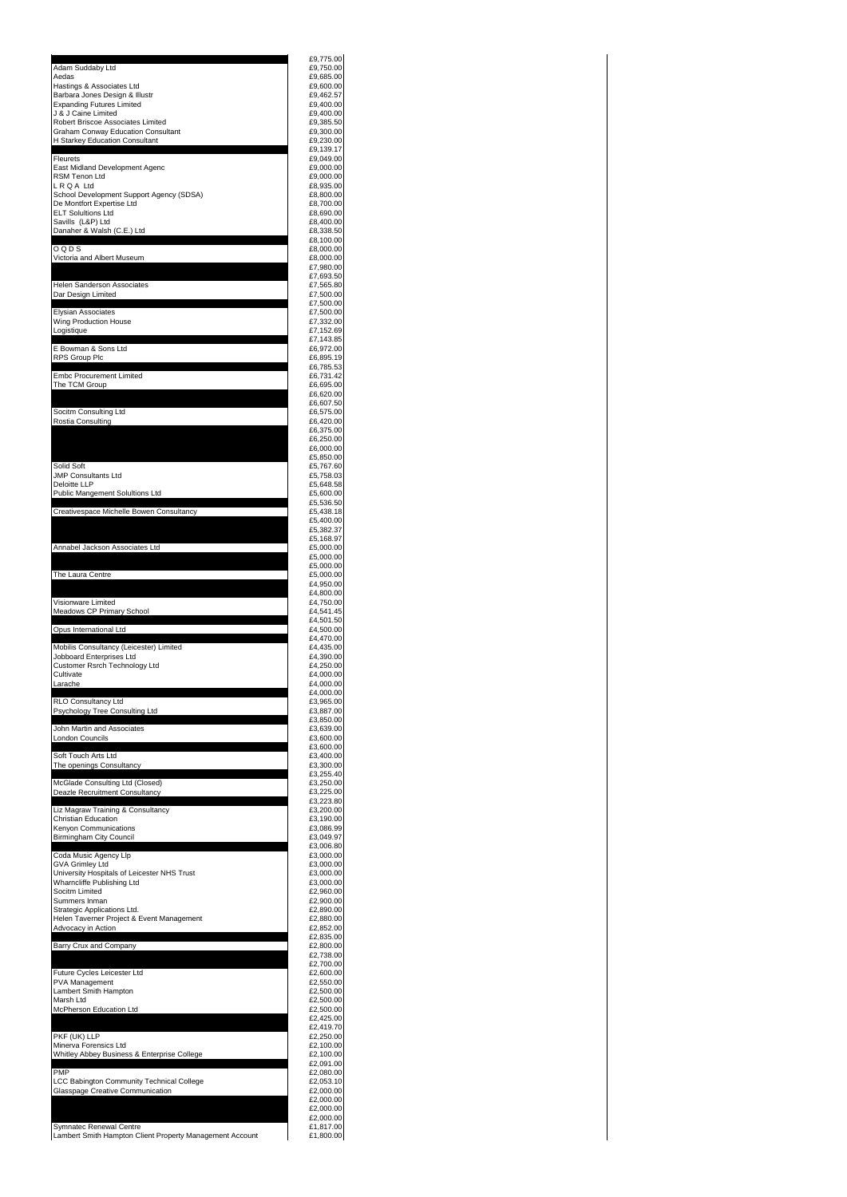| | |
|---|---|
| | £9,775.00 |
| Adam Suddaby Ltd | £9,750.00 |
| Aedas | £9,685.00 |
| Hastings & Associates Ltd | £9,600.00 |
| Barbara Jones Design & Illustr | £9,462.57 |
| Expanding Futures Limited | £9,400.00 |
| J & J Caine Limited | £9,400.00 |
| Robert Briscoe Associates Limited | £9,385.50 |
| Graham Conway Education Consultant | £9,300.00 |
| H Starkey Education Consultant | £9,230.00 |
| | £9,139.17 |
| Fleurets | £9,049.00 |
| East Midland Development Agenc | £9,000.00 |
| RSM Tenon Ltd | £9,000.00 |
| L R Q A Ltd | £8,935.00 |
| School Development Support Agency (SDSA) | £8,800.00 |
| De Montfort Expertise Ltd | £8,700.00 |
| ELT Solultions Ltd | £8,690.00 |
| Savills (L&P) Ltd | £8,400.00 |
| Danaher & Walsh (C.E.) Ltd | £8,338.50 |
| | £8,100.00 |
| O Q D S | £8,000.00 |
| Victoria and Albert Museum | £8,000.00 |
| | £7,980.00 |
| | £7,693.50 |
| Helen Sanderson Associates | £7,565.80 |
| Dar Design Limited | £7,500.00 |
| | £7,500.00 |
| Elysian Associates | £7,500.00 |
| Wing Production House | £7,332.00 |
| Logistique | £7,152.69 |
| | £7,143.85 |
| E Bowman & Sons Ltd | £6,972.00 |
| RPS Group Plc | £6,895.19 |
| | £6,785.53 |
| Embc Procurement Limited | £6,731.42 |
| The TCM Group | £6,695.00 |
| | £6,620.00 |
| | £6,607.50 |
| Socitm Consulting Ltd | £6,575.00 |
| Rostia Consulting | £6,420.00 |
| | £6,375.00 |
| | £6,250.00 |
| | £6,000.00 |
| | £5,850.00 |
| Solid Soft | £5,767.60 |
| JMP Consultants Ltd | £5,758.03 |
| Deloitte LLP | £5,648.58 |
| Public Mangement Solultions Ltd | £5,600.00 |
| | £5,536.50 |
| Creativespace Michelle Bowen Consultancy | £5,438.18 |
| | £5,400.00 |
| | £5,382.37 |
| | £5,168.97 |
| Annabel Jackson Associates Ltd | £5,000.00 |
| | £5,000.00 |
| | £5,000.00 |
| The Laura Centre | £5,000.00 |
| | £4,950.00 |
| | £4,800.00 |
| Visionware Limited | £4,750.00 |
| Meadows CP Primary School | £4,541.45 |
| | £4,501.50 |
| Opus International Ltd | £4,500.00 |
| | £4,470.00 |
| Mobilis Consultancy (Leicester) Limited | £4,435.00 |
| Jobboard Enterprises Ltd | £4,390.00 |
| Customer Rsrch Technology Ltd | £4,250.00 |
| Cultivate | £4,000.00 |
| Larache | £4,000.00 |
| | £4,000.00 |
| RLO Consultancy Ltd | £3,965.00 |
| Psychology Tree Consulting Ltd | £3,887.00 |
| | £3,850.00 |
| John Martin and Associates | £3,639.00 |
| London Councils | £3,600.00 |
| | £3,600.00 |
| Soft Touch Arts Ltd | £3,400.00 |
| The openings Consultancy | £3,300.00 |
| | £3,255.40 |
| McGlade Consulting Ltd (Closed) | £3,250.00 |
| Deazle Recruitment Consultancy | £3,225.00 |
| | £3,223.80 |
| Liz Magraw Training & Consultancy | £3,200.00 |
| Christian Education | £3,190.00 |
| Kenyon Communications | £3,086.99 |
| Birmingham City Council | £3,049.97 |
| | £3,006.80 |
| Coda Music Agency Llp | £3,000.00 |
| GVA Grimley Ltd | £3,000.00 |
| University Hospitals of Leicester NHS Trust | £3,000.00 |
| Wharncliffe Publishing Ltd | £3,000.00 |
| Socitm Limited | £2,960.00 |
| Summers Inman | £2,900.00 |
| Strategic Applications Ltd. | £2,890.00 |
| Helen Taverner Project & Event Management | £2,880.00 |
| Advocacy in Action | £2,852.00 |
| | £2,835.00 |
| Barry Crux and Company | £2,800.00 |
| | £2,738.00 |
| | £2,700.00 |
| Future Cycles Leicester Ltd | £2,600.00 |
| PVA Management | £2,550.00 |
| Lambert Smith Hampton | £2,500.00 |
| Marsh Ltd | £2,500.00 |
| McPherson Education Ltd | £2,500.00 |
| | £2,425.00 |
| | £2,419.70 |
| PKF (UK) LLP | £2,250.00 |
| Minerva Forensics Ltd | £2,100.00 |
| Whitley Abbey Business & Enterprise College | £2,100.00 |
| | £2,091.00 |
| PMP | £2,080.00 |
| LCC Babington Community Technical College | £2,053.10 |
| Glasspage Creative Communication | £2,000.00 |
| | £2,000.00 |
| | £2,000.00 |
| | £2,000.00 |
| Symnatec Renewal Centre | £1,817.00 |
| Lambert Smith Hampton Client Property Management Account | £1,800.00 |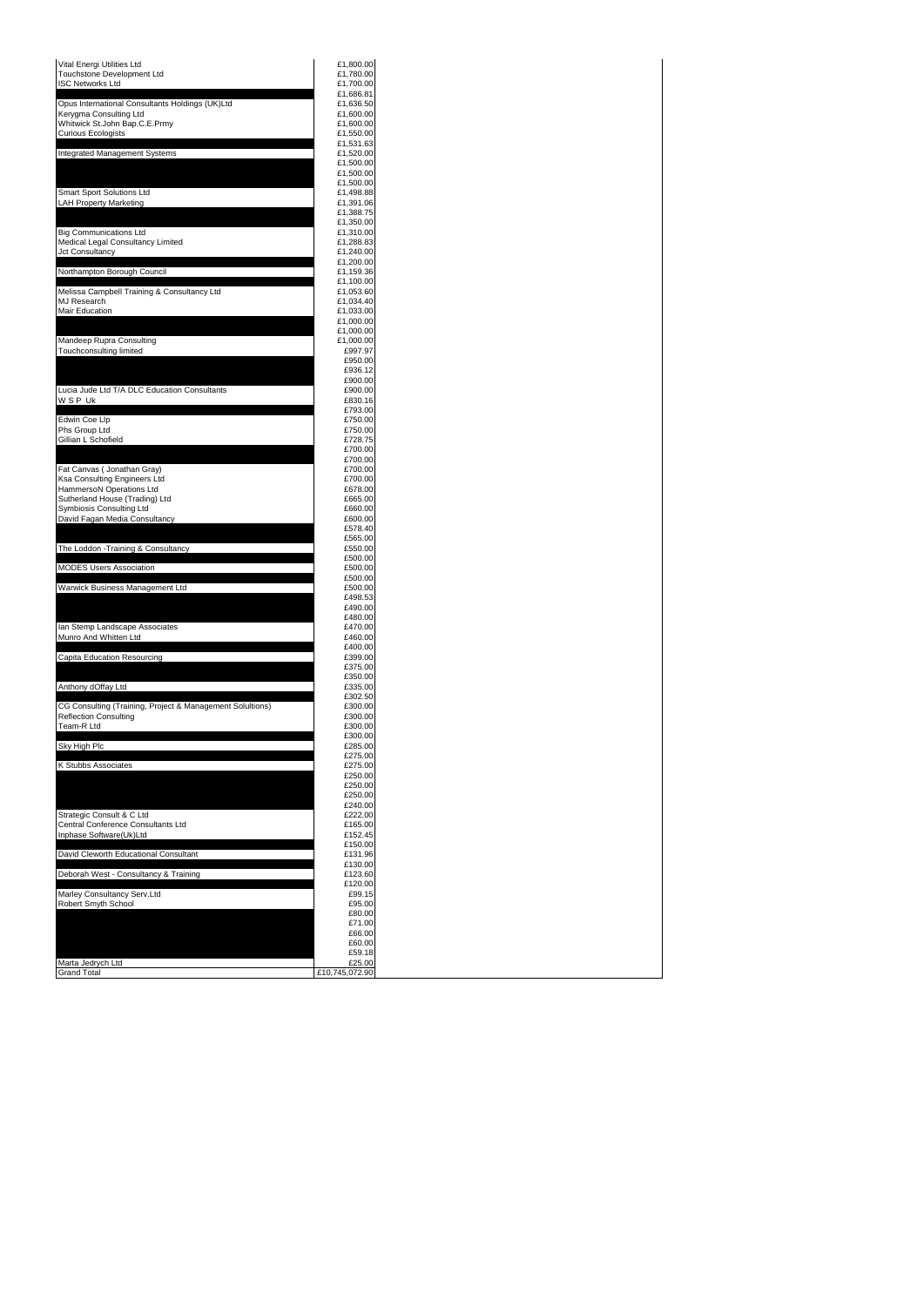| | |
|---|---|
| Vital Energi Utilities Ltd | £1,800.00 |
| Touchstone Development Ltd | £1,780.00 |
| ISC Networks Ltd | £1,700.00 |
| | £1,686.81 |
| Opus International Consultants Holdings (UK)Ltd | £1,636.50 |
| Kerygma Consulting Ltd | £1,600.00 |
| Whitwick St.John Bap.C.E.Prmy | £1,600.00 |
| Curious Ecologists | £1,550.00 |
| | £1,531.63 |
| Integrated Management Systems | £1,520.00 |
| | £1,500.00 |
| | £1,500.00 |
| | £1,500.00 |
| Smart Sport Solutions Ltd | £1,498.88 |
| LAH Property Marketing | £1,391.06 |
| | £1,388.75 |
| | £1,350.00 |
| Big Communications Ltd | £1,310.00 |
| Medical Legal Consultancy Limited | £1,288.83 |
| Jct Consultancy | £1,240.00 |
| | £1,200.00 |
| Northampton Borough Council | £1,159.36 |
| | £1,100.00 |
| Melissa Campbell Training & Consultancy Ltd | £1,053.60 |
| MJ Research | £1,034.40 |
| Mair Education | £1,033.00 |
| | £1,000.00 |
| | £1,000.00 |
| Mandeep Rupra Consulting | £1,000.00 |
| Touchconsulting limited | £997.97 |
| | £950.00 |
| | £936.12 |
| | £900.00 |
| Lucia Jude Ltd T/A DLC Education Consultants | £900.00 |
| W S P Uk | £830.16 |
| | £793.00 |
| Edwin Coe Llp | £750.00 |
| Phs Group Ltd | £750.00 |
| Gillian L Schofield | £728.75 |
| | £700.00 |
| | £700.00 |
| Fat Canvas ( Jonathan Gray) | £700.00 |
| Ksa Consulting Engineers Ltd | £700.00 |
| HammersoN Operations Ltd | £678.00 |
| Sutherland House (Trading) Ltd | £665.00 |
| Symbiosis Consulting Ltd | £660.00 |
| David Fagan Media Consultancy | £600.00 |
| | £578.40 |
| | £565.00 |
| The Loddon -Training & Consultancy | £550.00 |
| | £500.00 |
| MODES Users Association | £500.00 |
| | £500.00 |
| Warwick Business Management Ltd | £500.00 |
| | £498.53 |
| | £490.00 |
| | £480.00 |
| Ian Stemp Landscape Associates | £470.00 |
| Munro And Whitten Ltd | £460.00 |
| | £400.00 |
| Capita Education Resourcing | £399.00 |
| | £375.00 |
| | £350.00 |
| Anthony dOffay Ltd | £335.00 |
| | £302.50 |
| CG Consulting (Training, Project & Management Solultions) | £300.00 |
| Reflection Consulting | £300.00 |
| Team-R Ltd | £300.00 |
| | £300.00 |
| Sky High Plc | £285.00 |
| | £275.00 |
| K Stubbs Associates | £275.00 |
| | £250.00 |
| | £250.00 |
| | £250.00 |
| | £240.00 |
| Strategic Consult & C Ltd | £222.00 |
| Central Conference Consultants Ltd | £165.00 |
| Inphase Software(Uk)Ltd | £152.45 |
| | £150.00 |
| David Cleworth Educational Consultant | £131.96 |
| | £130.00 |
| Deborah West - Consultancy & Training | £123.60 |
| | £120.00 |
| Marley Consultancy Serv.Ltd | £99.15 |
| Robert Smyth School | £95.00 |
| | £80.00 |
| | £71.00 |
| | £66.00 |
| | £60.00 |
| | £59.18 |
| Marta Jedrych Ltd | £25.00 |
| Grand Total | £10,745,072.90 |